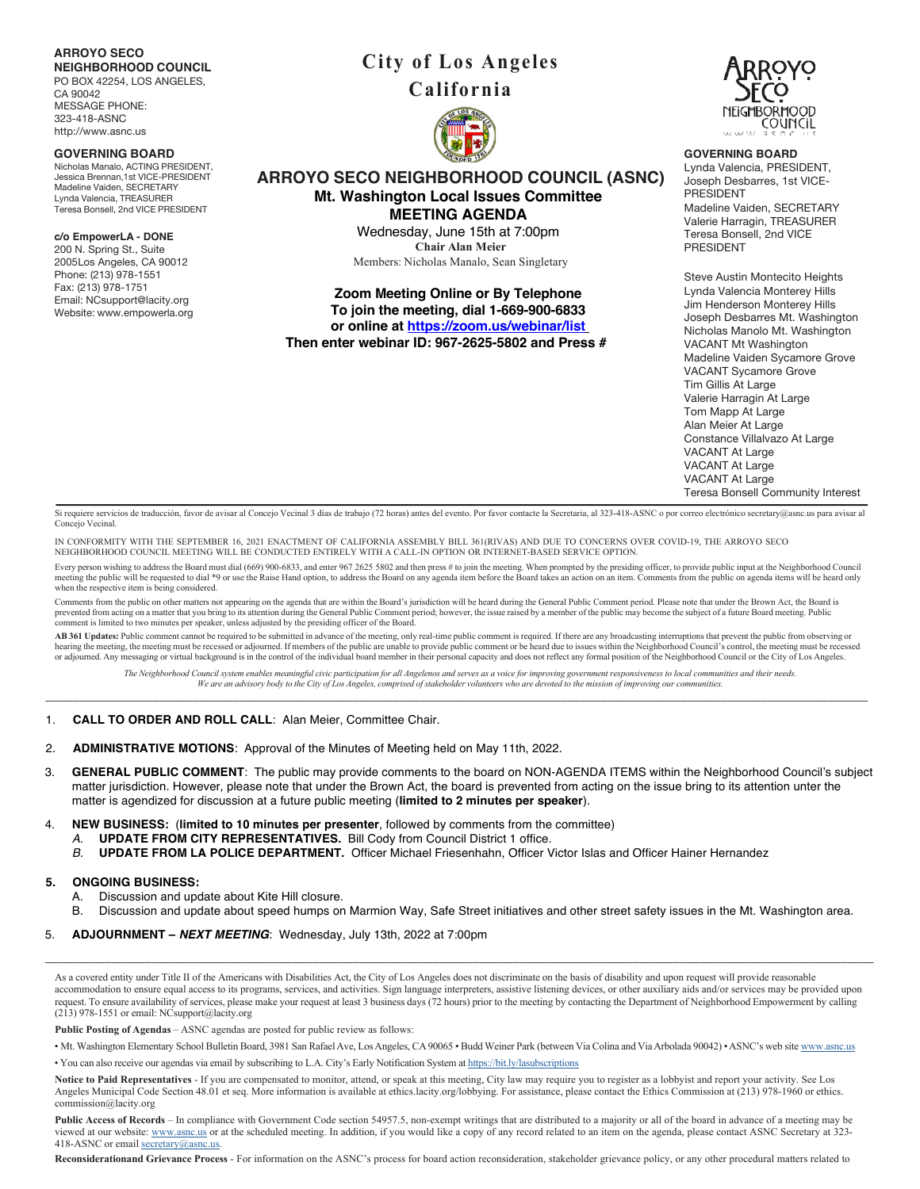**ARROYO SECO NEIGHBORHOOD COUNCIL**
PO BOX 42254, LOS ANGELES, CA 90042
MESSAGE PHONE: 323-418-ASNC
http://www.asnc.us

**GOVERNING BOARD**
Nicholas Manalo, ACTING PRESIDENT,
Jessica Brennan,1st VICE-PRESIDENT
Madeline Vaiden, SECRETARY
Lynda Valencia, TREASURER
Teresa Bonsell, 2nd VICE PRESIDENT

**c/o EmpowerLA - DONE**
200 N. Spring St., Suite 2005Los Angeles, CA 90012
Phone: (213) 978-1551
Fax: (213) 978-1751
Email: NCsupport@lacity.org
Website: www.empowerla.org

# City of Los Angeles
# California

## ARROYO SECO NEIGHBORHOOD COUNCIL (ASNC)
### Mt. Washington Local Issues Committee
### MEETING AGENDA

Wednesday, June 15th at 7:00pm
**Chair Alan Meier**
Members: Nicholas Manalo, Sean Singletary

**Zoom Meeting Online or By Telephone**
**To join the meeting, dial 1-669-900-6833**
**or online at [https://zoom.us/webinar/list](https://zoom.us/webinar/list)**
**Then enter webinar ID: 967-2625-5802 and Press #**

**GOVERNING BOARD**
Lynda Valencia, PRESIDENT,
Joseph Desbarres, 1st VICE-PRESIDENT
Madeline Vaiden, SECRETARY
Valerie Harragin, TREASURER
Teresa Bonsell, 2nd VICE PRESIDENT

Steve Austin Montecito Heights
Lynda Valencia Monterey Hills
Jim Henderson Monterey Hills
Joseph Desbarres Mt. Washington
Nicholas Manolo Mt. Washington
VACANT Mt Washington
Madeline Vaiden Sycamore Grove
VACANT Sycamore Grove
Tim Gillis At Large
Valerie Harragin At Large
Tom Mapp At Large
Alan Meier At Large
Constance Villalvazo At Large
VACANT At Large
VACANT At Large
VACANT At Large
Teresa Bonsell Community Interest

---

Si requiere servicios de traducción, favor de avisar al Concejo Vecinal 3 dias de trabajo (72 horas) antes del evento. Por favor contacte la Secretaria, al 323-418-ASNC o por correo electrónico secretary@asnc.us para avisar al Concejo Vecinal.

IN CONFORMITY WITH THE SEPTEMBER 16, 2021 ENACTMENT OF CALIFORNIA ASSEMBLY BILL 361(RIVAS) AND DUE TO CONCERNS OVER COVID-19, THE ARROYO SECO NEIGHBORHOOD COUNCIL MEETING WILL BE CONDUCTED ENTIRELY WITH A CALL-IN OPTION OR INTERNET-BASED SERVICE OPTION.

Every person wishing to address the Board must dial (669) 900-6833, and enter 967 2625 5802 and then press # to join the meeting. When prompted by the presiding officer, to provide public input at the Neighborhood Council meeting the public will be requested to dial *9 or use the Raise Hand option, to address the Board on any agenda item before the Board takes an action on an item. Comments from the public on agenda items will be heard only when the respective item is being considered.

Comments from the public on other matters not appearing on the agenda that are within the Board's jurisdiction will be heard during the General Public Comment period. Please note that under the Brown Act, the Board is prevented from acting on a matter that you bring to its attention during the General Public Comment period; however, the issue raised by a member of the public may become the subject of a future Board meeting. Public comment is limited to two minutes per speaker, unless adjusted by the presiding officer of the Board.

**AB 361 Updates:** Public comment cannot be required to be submitted in advance of the meeting, only real-time public comment is required. If there are any broadcasting interruptions that prevent the public from observing or hearing the meeting, the meeting must be recessed or adjourned. If members of the public are unable to provide public comment or be heard due to issues within the Neighborhood Council's control, the meeting must be recessed or adjourned. Any messaging or virtual background is in the control of the individual board member in their personal capacity and does not reflect any formal position of the Neighborhood Council or the City of Los Angeles.

*The Neighborhood Council system enables meaningful civic participation for all Angelenos and serves as a voice for improving government responsiveness to local communities and their needs. We are an advisory body to the City of Los Angeles, comprised of stakeholder volunteers who are devoted to the mission of improving our communities.*

---

1. **CALL TO ORDER AND ROLL CALL**: Alan Meier, Committee Chair.

2. **ADMINISTRATIVE MOTIONS**: Approval of the Minutes of Meeting held on May 11th, 2022.

3. **GENERAL PUBLIC COMMENT**: The public may provide comments to the board on NON-AGENDA ITEMS within the Neighborhood Council's subject matter jurisdiction. However, please note that under the Brown Act, the board is prevented from acting on the issue bring to its attention unter the matter is agendized for discussion at a future public meeting (**limited to 2 minutes per speaker**).

4. **NEW BUSINESS:** (**limited to 10 minutes per presenter**, followed by comments from the committee)
   *A.* **UPDATE FROM CITY REPRESENTATIVES.** Bill Cody from Council District 1 office.
   *B.* **UPDATE FROM LA POLICE DEPARTMENT.** Officer Michael Friesenhahn, Officer Victor Islas and Officer Hainer Hernandez

5. **ONGOING BUSINESS:**
   A. Discussion and update about Kite Hill closure.
   B. Discussion and update about speed humps on Marmion Way, Safe Street initiatives and other street safety issues in the Mt. Washington area.

5. **ADJOURNMENT – *NEXT MEETING***: Wednesday, July 13th, 2022 at 7:00pm

---

As a covered entity under Title II of the Americans with Disabilities Act, the City of Los Angeles does not discriminate on the basis of disability and upon request will provide reasonable accommodation to ensure equal access to its programs, services, and activities. Sign language interpreters, assistive listening devices, or other auxiliary aids and/or services may be provided upon request. To ensure availability of services, please make your request at least 3 business days (72 hours) prior to the meeting by contacting the Department of Neighborhood Empowerment by calling (213) 978-1551 or email: NCsupport@lacity.org

**Public Posting of Agendas** – ASNC agendas are posted for public review as follows:

• Mt. Washington Elementary School Bulletin Board, 3981 San Rafael Ave, Los Angeles, CA 90065 • Budd Weiner Park (between Via Colina and Via Arbolada 90042) • ASNC's web site [www.asnc.us](http://www.asnc.us)

• You can also receive our agendas via email by subscribing to L.A. City's Early Notification System at [https://bit.ly/lasubscriptions](https://bit.ly/lasubscriptions)

**Notice to Paid Representatives** - If you are compensated to monitor, attend, or speak at this meeting, City law may require you to register as a lobbyist and report your activity. See Los Angeles Municipal Code Section 48.01 et seq. More information is available at ethics.lacity.org/lobbying. For assistance, please contact the Ethics Commission at (213) 978-1960 or ethics.commission@lacity.org

**Public Access of Records** – In compliance with Government Code section 54957.5, non-exempt writings that are distributed to a majority or all of the board in advance of a meeting may be viewed at our website: [www.asnc.us](http://www.asnc.us) or at the scheduled meeting. In addition, if you would like a copy of any record related to an item on the agenda, please contact ASNC Secretary at 323-418-ASNC or email [secretary@asnc.us](mailto:secretary@asnc.us).

**Reconsiderationand Grievance Process** - For information on the ASNC's process for board action reconsideration, stakeholder grievance policy, or any other procedural matters related to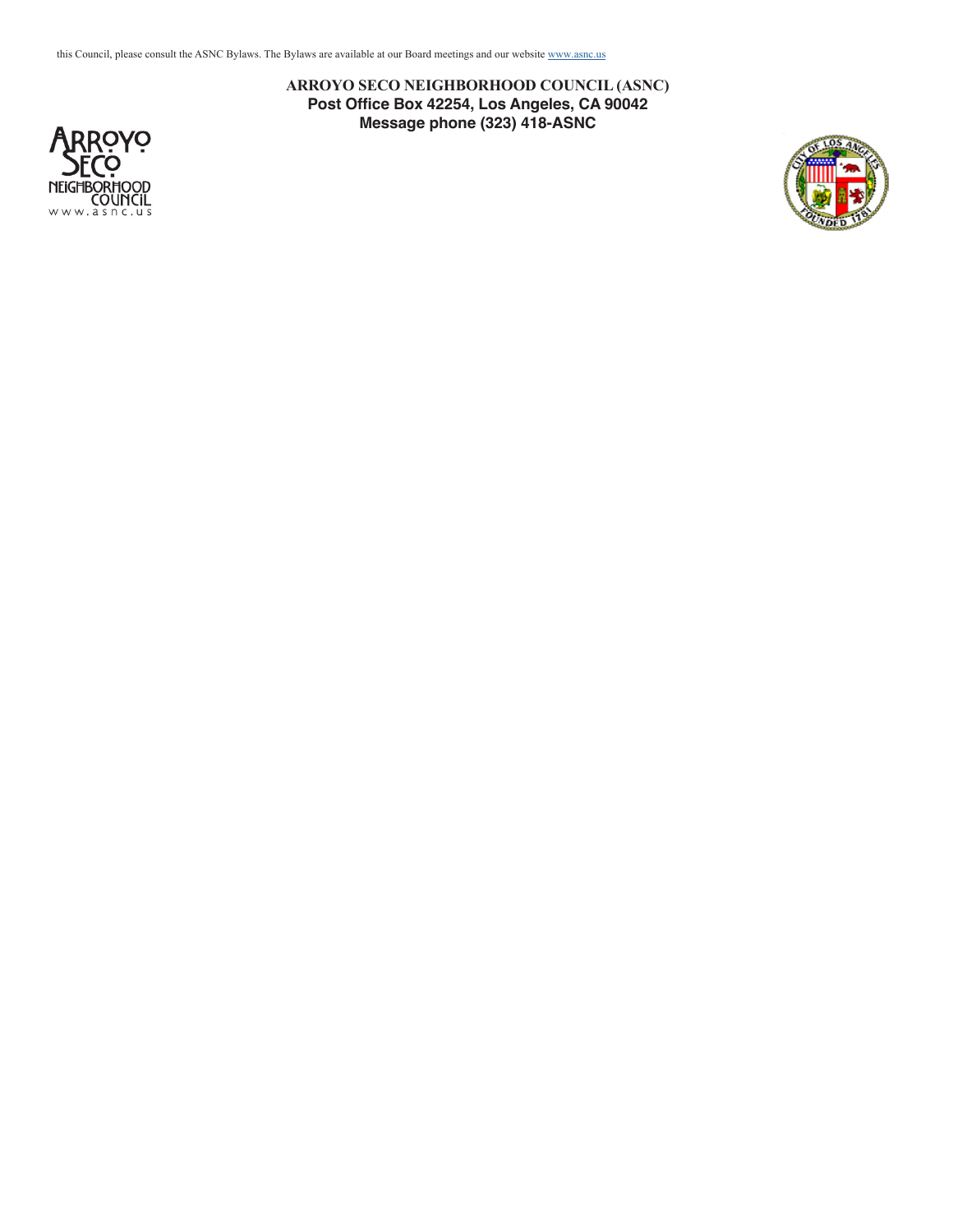this Council, please consult the ASNC Bylaws. The Bylaws are available at our Board meetings and our website www.asnc.us

**ARROYO SECO NEIGHBORHOOD COUNCIL (ASNC)**
**Post Office Box 42254, Los Angeles, CA 90042**
**Message phone (323) 418-ASNC**